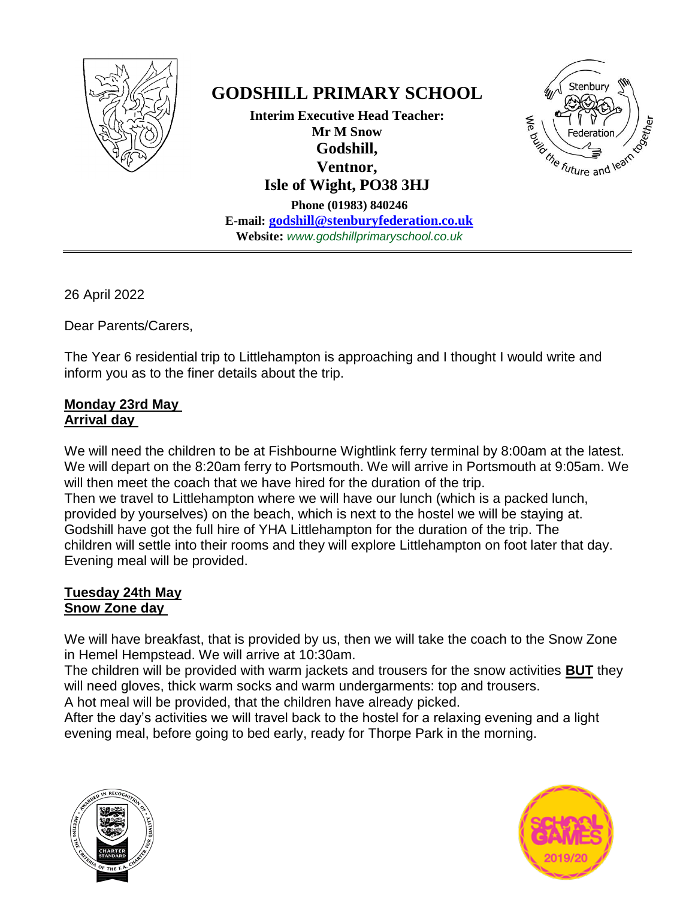# GODSHILL PRIMARY SCHOOL

**Interim Executive Head Teacher:**
**Mr M Snow**
**Godshill,**
**Ventnor,**
**Isle of Wight, PO38 3HJ**
**Phone (01983) 840246**
**E-mail: godshill@stenburyfederation.co.uk**
**Website:** *www.godshillprimaryschool.co.uk*

Stenbury Federation — We build the future and learn together

---

26 April 2022

Dear Parents/Carers,

The Year 6 residential trip to Littlehampton is approaching and I thought I would write and inform you as to the finer details about the trip.

**Monday 23rd May**
**Arrival day**

We will need the children to be at Fishbourne Wightlink ferry terminal by 8:00am at the latest. We will depart on the 8:20am ferry to Portsmouth. We will arrive in Portsmouth at 9:05am. We will then meet the coach that we have hired for the duration of the trip.
Then we travel to Littlehampton where we will have our lunch (which is a packed lunch, provided by yourselves) on the beach, which is next to the hostel we will be staying at. Godshill have got the full hire of YHA Littlehampton for the duration of the trip. The children will settle into their rooms and they will explore Littlehampton on foot later that day. Evening meal will be provided.

**Tuesday 24th May**
**Snow Zone day**

We will have breakfast, that is provided by us, then we will take the coach to the Snow Zone in Hemel Hempstead. We will arrive at 10:30am.
The children will be provided with warm jackets and trousers for the snow activities **BUT** they will need gloves, thick warm socks and warm undergarments: top and trousers.
A hot meal will be provided, that the children have already picked.
After the day's activities we will travel back to the hostel for a relaxing evening and a light evening meal, before going to bed early, ready for Thorpe Park in the morning.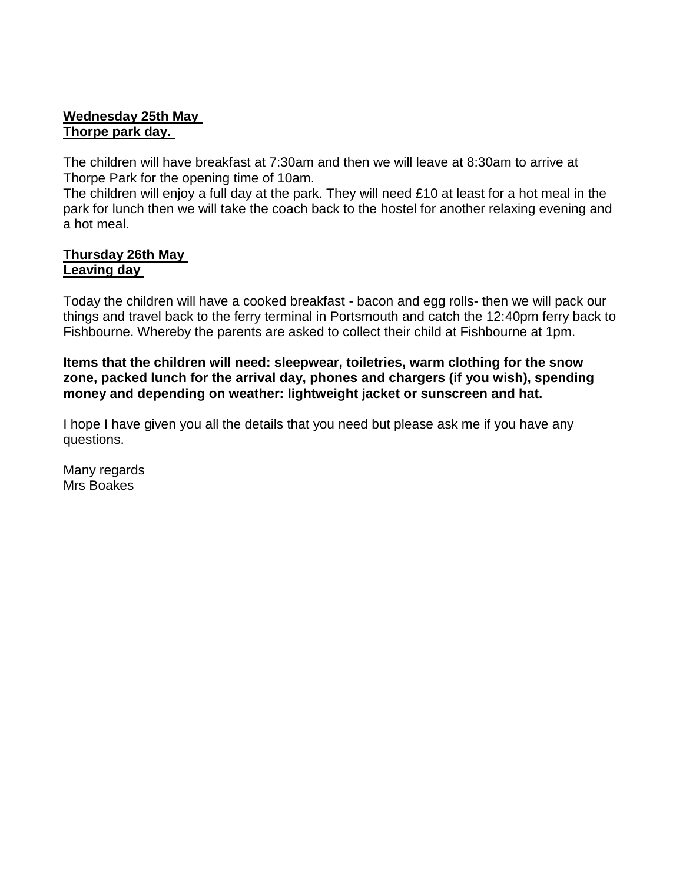**Wednesday 25th May**
**Thorpe park day.**

The children will have breakfast at 7:30am and then we will leave at 8:30am to arrive at Thorpe Park for the opening time of 10am.
The children will enjoy a full day at the park. They will need £10 at least for a hot meal in the park for lunch then we will take the coach back to the hostel for another relaxing evening and a hot meal.

**Thursday 26th May**
**Leaving day**

Today the children will have a cooked breakfast - bacon and egg rolls- then we will pack our things and travel back to the ferry terminal in Portsmouth and catch the 12:40pm ferry back to Fishbourne. Whereby the parents are asked to collect their child at Fishbourne at 1pm.

**Items that the children will need: sleepwear, toiletries, warm clothing for the snow zone, packed lunch for the arrival day, phones and chargers (if you wish), spending money and depending on weather: lightweight jacket or sunscreen and hat.**

I hope I have given you all the details that you need but please ask me if you have any questions.

Many regards
Mrs Boakes